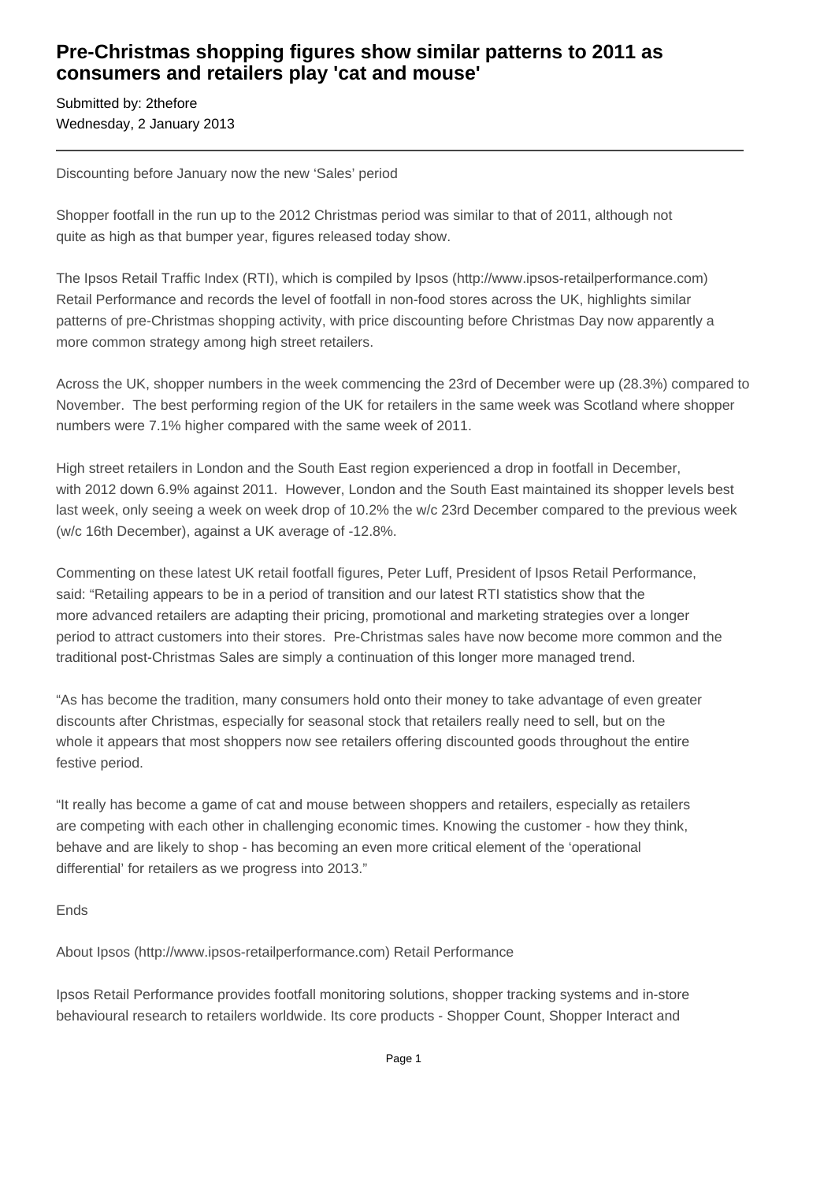# Pre-Christmas shopping figures show similar patterns to 2011 as consumers and retailers play 'cat and mouse'

Submitted by: 2thefore
Wednesday, 2 January 2013

---

Discounting before January now the new 'Sales' period

Shopper footfall in the run up to the 2012 Christmas period was similar to that of 2011, although not quite as high as that bumper year, figures released today show.

The Ipsos Retail Traffic Index (RTI), which is compiled by Ipsos (http://www.ipsos-retailperformance.com) Retail Performance and records the level of footfall in non-food stores across the UK, highlights similar patterns of pre-Christmas shopping activity, with price discounting before Christmas Day now apparently a more common strategy among high street retailers.

Across the UK, shopper numbers in the week commencing the 23rd of December were up (28.3%) compared to November. The best performing region of the UK for retailers in the same week was Scotland where shopper numbers were 7.1% higher compared with the same week of 2011.

High street retailers in London and the South East region experienced a drop in footfall in December, with 2012 down 6.9% against 2011. However, London and the South East maintained its shopper levels best last week, only seeing a week on week drop of 10.2% the w/c 23rd December compared to the previous week (w/c 16th December), against a UK average of -12.8%.

Commenting on these latest UK retail footfall figures, Peter Luff, President of Ipsos Retail Performance, said: "Retailing appears to be in a period of transition and our latest RTI statistics show that the more advanced retailers are adapting their pricing, promotional and marketing strategies over a longer period to attract customers into their stores. Pre-Christmas sales have now become more common and the traditional post-Christmas Sales are simply a continuation of this longer more managed trend.

"As has become the tradition, many consumers hold onto their money to take advantage of even greater discounts after Christmas, especially for seasonal stock that retailers really need to sell, but on the whole it appears that most shoppers now see retailers offering discounted goods throughout the entire festive period.

"It really has become a game of cat and mouse between shoppers and retailers, especially as retailers are competing with each other in challenging economic times. Knowing the customer - how they think, behave and are likely to shop - has becoming an even more critical element of the 'operational differential' for retailers as we progress into 2013."

Ends

About Ipsos (http://www.ipsos-retailperformance.com) Retail Performance

Ipsos Retail Performance provides footfall monitoring solutions, shopper tracking systems and in-store behavioural research to retailers worldwide. Its core products - Shopper Count, Shopper Interact and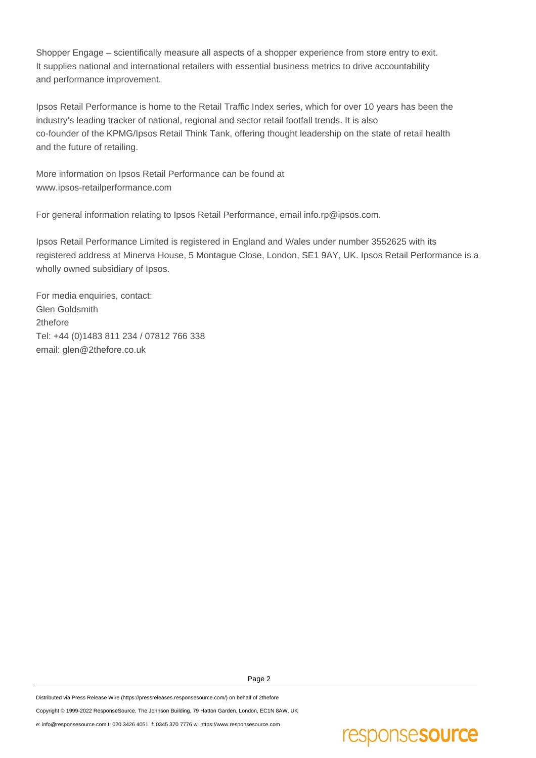Shopper Engage – scientifically measure all aspects of a shopper experience from store entry to exit. It supplies national and international retailers with essential business metrics to drive accountability and performance improvement.

Ipsos Retail Performance is home to the Retail Traffic Index series, which for over 10 years has been the industry's leading tracker of national, regional and sector retail footfall trends. It is also co-founder of the KPMG/Ipsos Retail Think Tank, offering thought leadership on the state of retail health and the future of retailing.

More information on Ipsos Retail Performance can be found at www.ipsos-retailperformance.com

For general information relating to Ipsos Retail Performance, email info.rp@ipsos.com.

Ipsos Retail Performance Limited is registered in England and Wales under number 3552625 with its registered address at Minerva House, 5 Montague Close, London, SE1 9AY, UK. Ipsos Retail Performance is a wholly owned subsidiary of Ipsos.

For media enquiries, contact:
Glen Goldsmith
2thefore
Tel: +44 (0)1483 811 234 / 07812 766 338
email: glen@2thefore.co.uk